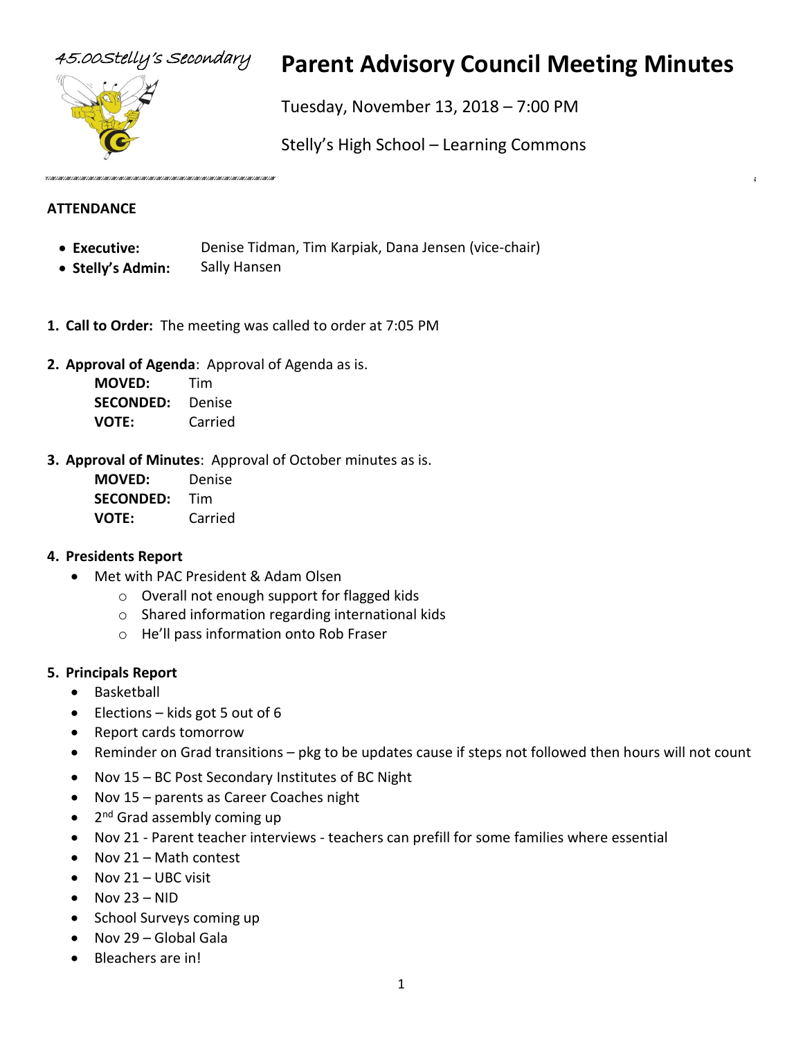45.00Stelly's Secondary

# Parent Advisory Council Meeting Minutes

Tuesday, November 13, 2018 – 7:00 PM

Stelly's High School – Learning Commons

**ATTENDANCE**

- **Executive:** Denise Tidman, Tim Karpiak, Dana Jensen (vice-chair)
- **Stelly's Admin:** Sally Hansen

1. **Call to Order:** The meeting was called to order at 7:05 PM

2. **Approval of Agenda**: Approval of Agenda as is.
   **MOVED:** Tim
   **SECONDED:** Denise
   **VOTE:** Carried

3. **Approval of Minutes**: Approval of October minutes as is.
   **MOVED:** Denise
   **SECONDED:** Tim
   **VOTE:** Carried

4. **Presidents Report**
   - Met with PAC President & Adam Olsen
     - Overall not enough support for flagged kids
     - Shared information regarding international kids
     - He'll pass information onto Rob Fraser

5. **Principals Report**
   - Basketball
   - Elections – kids got 5 out of 6
   - Report cards tomorrow
   - Reminder on Grad transitions – pkg to be updates cause if steps not followed then hours will not count
   - Nov 15 – BC Post Secondary Institutes of BC Night
   - Nov 15 – parents as Career Coaches night
   - 2nd Grad assembly coming up
   - Nov 21 - Parent teacher interviews - teachers can prefill for some families where essential
   - Nov 21 – Math contest
   - Nov 21 – UBC visit
   - Nov 23 – NID
   - School Surveys coming up
   - Nov 29 – Global Gala
   - Bleachers are in!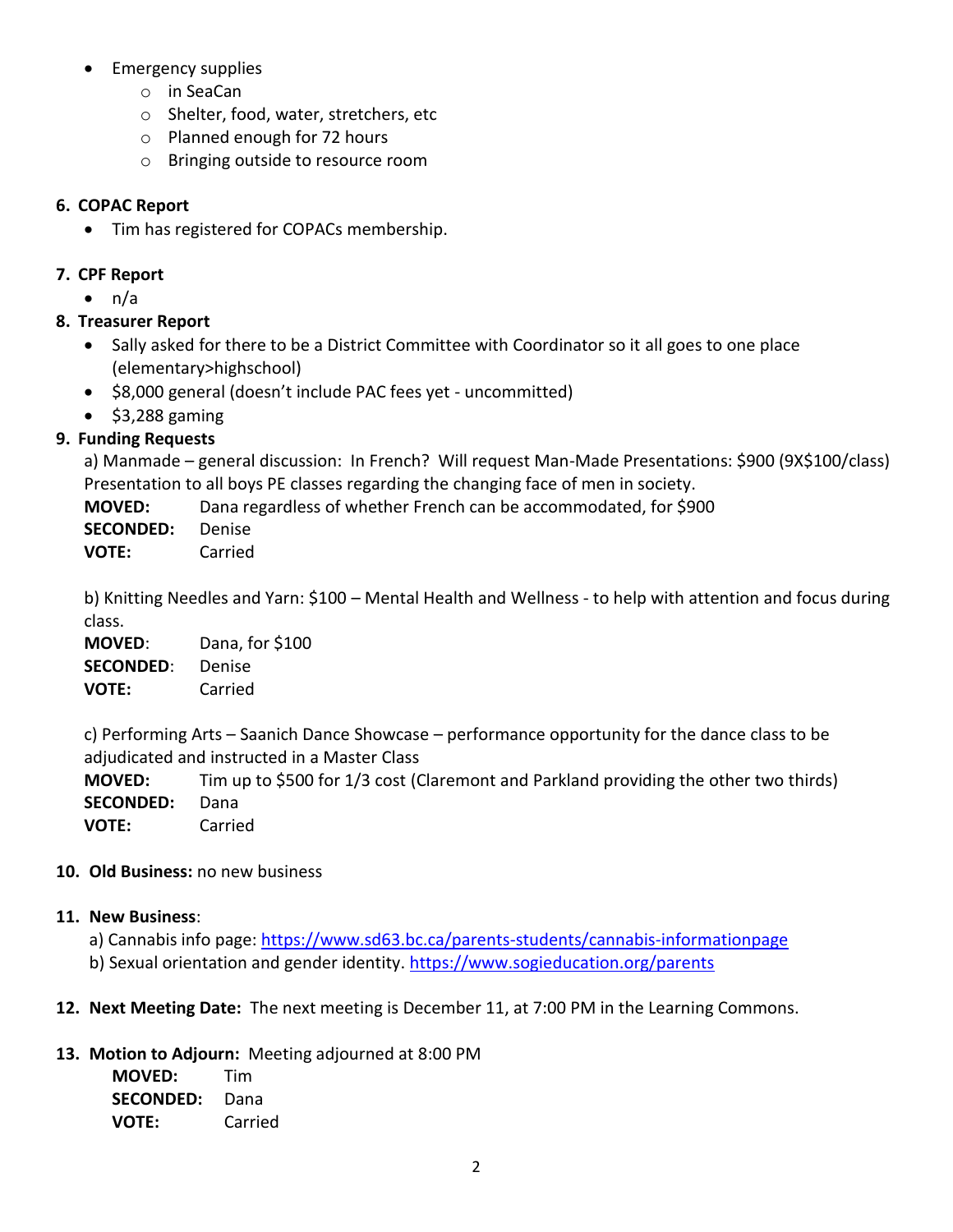- Emergency supplies
    - in SeaCan
    - Shelter, food, water, stretchers, etc
    - Planned enough for 72 hours
    - Bringing outside to resource room

**6. COPAC Report**

- Tim has registered for COPACs membership.

**7. CPF Report**

- n/a

**8. Treasurer Report**

- Sally asked for there to be a District Committee with Coordinator so it all goes to one place (elementary>highschool)
- $8,000 general (doesn't include PAC fees yet - uncommitted)
- $3,288 gaming

**9. Funding Requests**

a) Manmade – general discussion: In French? Will request Man-Made Presentations: $900 (9X$100/class) Presentation to all boys PE classes regarding the changing face of men in society.

**MOVED:** Dana regardless of whether French can be accommodated, for $900
**SECONDED:** Denise
**VOTE:** Carried

b) Knitting Needles and Yarn: $100 – Mental Health and Wellness - to help with attention and focus during class.

**MOVED**: Dana, for $100
**SECONDED**: Denise
**VOTE:** Carried

c) Performing Arts – Saanich Dance Showcase – performance opportunity for the dance class to be adjudicated and instructed in a Master Class

**MOVED:** Tim up to $500 for 1/3 cost (Claremont and Parkland providing the other two thirds)
**SECONDED:** Dana
**VOTE:** Carried

**10. Old Business:** no new business

**11. New Business**:

a) Cannabis info page: https://www.sd63.bc.ca/parents-students/cannabis-informationpage
b) Sexual orientation and gender identity. https://www.sogieducation.org/parents

**12. Next Meeting Date:** The next meeting is December 11, at 7:00 PM in the Learning Commons.

**13. Motion to Adjourn:** Meeting adjourned at 8:00 PM

**MOVED:** Tim
**SECONDED:** Dana
**VOTE:** Carried